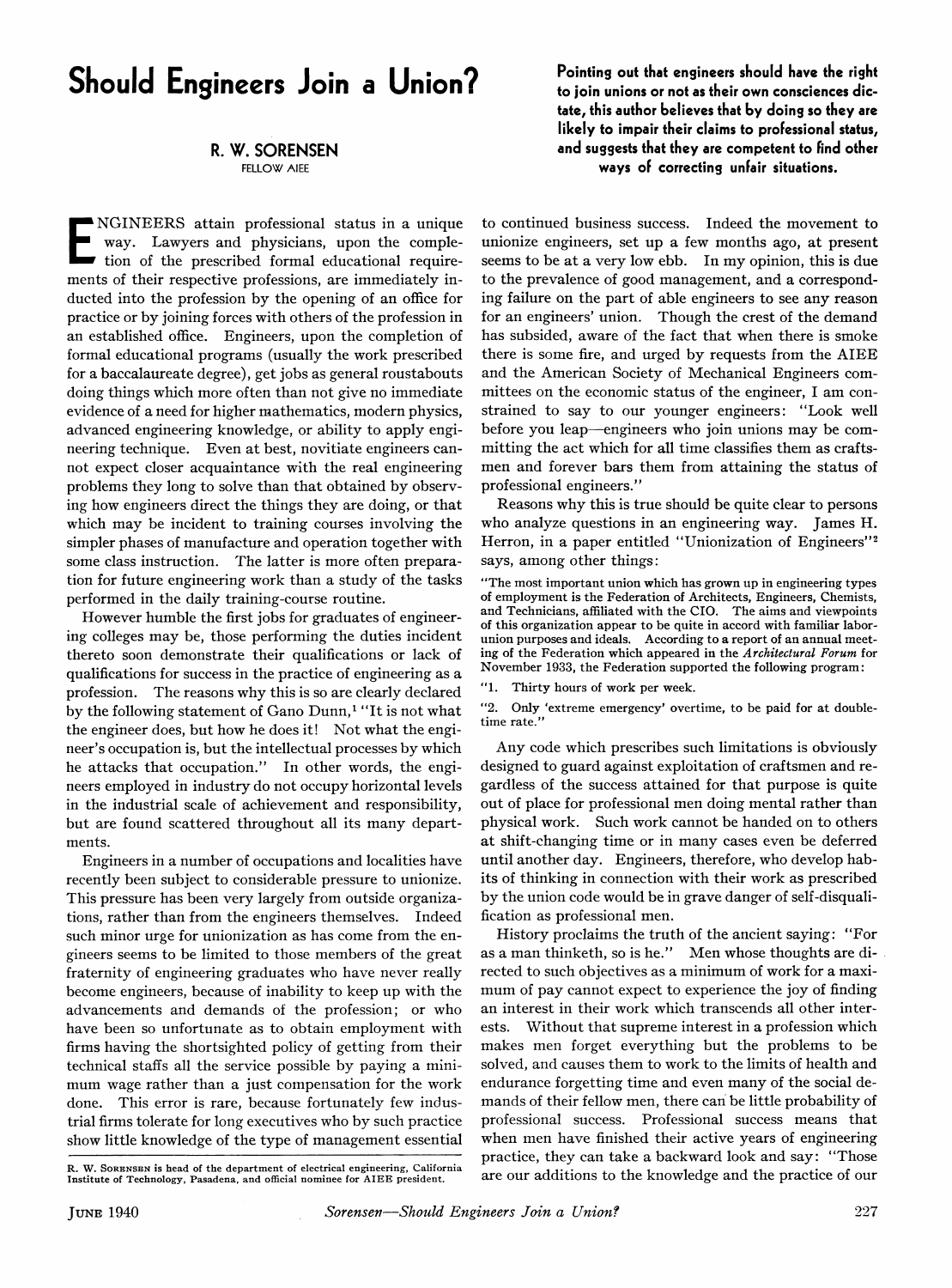# Should Engineers Join a Union?

**Pointing out that engineers should have the right to join unions or not as their own consciences dictate, this author believes that by doing so they are likely to impair their claims to professional status, and suggests that they are competent to find other ways of correcting unfair situations.**

R. W. SORENSEN
FELLOW AIEE

ENGINEERS attain professional status in a unique way. Lawyers and physicians, upon the completion of the prescribed formal educational requirements of their respective professions, are immediately inducted into the profession by the opening of an office for practice or by joining forces with others of the profession in an established office. Engineers, upon the completion of formal educational programs (usually the work prescribed for a baccalaureate degree), get jobs as general roustabouts doing things which more often than not give no immediate evidence of a need for higher mathematics, modern physics, advanced engineering knowledge, or ability to apply engineering technique. Even at best, novitiate engineers cannot expect closer acquaintance with the real engineering problems they long to solve than that obtained by observing how engineers direct the things they are doing, or that which may be incident to training courses involving the simpler phases of manufacture and operation together with some class instruction. The latter is more often preparation for future engineering work than a study of the tasks performed in the daily training-course routine.

However humble the first jobs for graduates of engineering colleges may be, those performing the duties incident thereto soon demonstrate their qualifications or lack of qualifications for success in the practice of engineering as a profession. The reasons why this is so are clearly declared by the following statement of Gano Dunn,[1] "It is not what the engineer does, but how he does it! Not what the engineer's occupation is, but the intellectual processes by which he attacks that occupation." In other words, the engineers employed in industry do not occupy horizontal levels in the industrial scale of achievement and responsibility, but are found scattered throughout all its many departments.

Engineers in a number of occupations and localities have recently been subject to considerable pressure to unionize. This pressure has been very largely from outside organizations, rather than from the engineers themselves. Indeed such minor urge for unionization as has come from the engineers seems to be limited to those members of the great fraternity of engineering graduates who have never really become engineers, because of inability to keep up with the advancements and demands of the profession; or who have been so unfortunate as to obtain employment with firms having the shortsighted policy of getting from their technical staffs all the service possible by paying a minimum wage rather than a just compensation for the work done. This error is rare, because fortunately few industrial firms tolerate for long executives who by such practice show little knowledge of the type of management essential to continued business success. Indeed the movement to unionize engineers, set up a few months ago, at present seems to be at a very low ebb. In my opinion, this is due to the prevalence of good management, and a corresponding failure on the part of able engineers to see any reason for an engineers' union. Though the crest of the demand has subsided, aware of the fact that when there is smoke there is some fire, and urged by requests from the AIEE and the American Society of Mechanical Engineers committees on the economic status of the engineer, I am constrained to say to our younger engineers: "Look well before you leap—engineers who join unions may be committing the act which for all time classifies them as craftsmen and forever bars them from attaining the status of professional engineers."

Reasons why this is true should be quite clear to persons who analyze questions in an engineering way. James H. Herron, in a paper entitled "Unionization of Engineers"[2] says, among other things:

> "The most important union which has grown up in engineering types of employment is the Federation of Architects, Engineers, Chemists, and Technicians, affiliated with the CIO. The aims and viewpoints of this organization appear to be quite in accord with familiar labor-union purposes and ideals. According to a report of an annual meeting of the Federation which appeared in the *Architectural Forum* for November 1933, the Federation supported the following program:
>
> "1. Thirty hours of work per week.
>
> "2. Only 'extreme emergency' overtime, to be paid for at double-time rate."

Any code which prescribes such limitations is obviously designed to guard against exploitation of craftsmen and regardless of the success attained for that purpose is quite out of place for professional men doing mental rather than physical work. Such work cannot be handed on to others at shift-changing time or in many cases even be deferred until another day. Engineers, therefore, who develop habits of thinking in connection with their work as prescribed by the union code would be in grave danger of self-disqualification as professional men.

History proclaims the truth of the ancient saying: "For as a man thinketh, so is he." Men whose thoughts are directed to such objectives as a minimum of work for a maximum of pay cannot expect to experience the joy of finding an interest in their work which transcends all other interests. Without that supreme interest in a profession which makes men forget everything but the problems to be solved, and causes them to work to the limits of health and endurance forgetting time and even many of the social demands of their fellow men, there can be little probability of professional success. Professional success means that when men have finished their active years of engineering practice, they can take a backward look and say: "Those are our additions to the knowledge and the practice of our

R. W. SORENSEN is head of the department of electrical engineering, California Institute of Technology, Pasadena, and official nominee for AIEE president.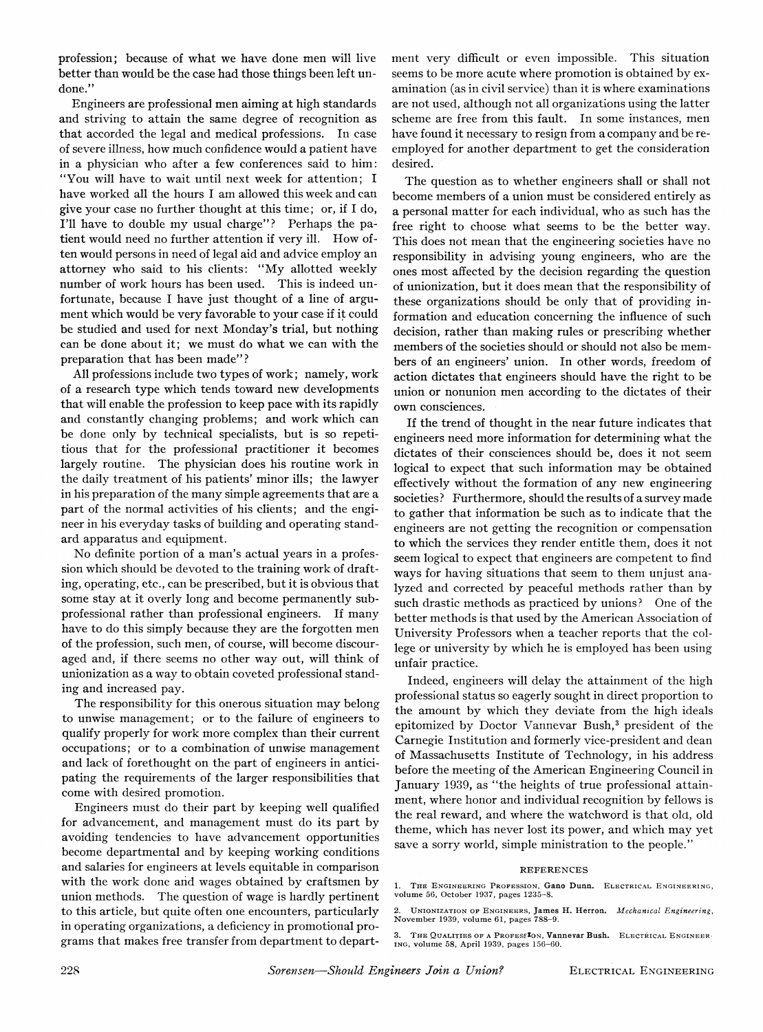profession; because of what we have done men will live better than would be the case had those things been left undone."

Engineers are professional men aiming at high standards and striving to attain the same degree of recognition as that accorded the legal and medical professions. In case of severe illness, how much confidence would a patient have in a physician who after a few conferences said to him: "You will have to wait until next week for attention; I have worked all the hours I am allowed this week and can give your case no further thought at this time; or, if I do, I'll have to double my usual charge"? Perhaps the patient would need no further attention if very ill. How often would persons in need of legal aid and advice employ an attorney who said to his clients: "My allotted weekly number of work hours has been used. This is indeed unfortunate, because I have just thought of a line of argument which would be very favorable to your case if it could be studied and used for next Monday's trial, but nothing can be done about it; we must do what we can with the preparation that has been made"?

All professions include two types of work; namely, work of a research type which tends toward new developments that will enable the profession to keep pace with its rapidly and constantly changing problems; and work which can be done only by technical specialists, but is so repetitious that for the professional practitioner it becomes largely routine. The physician does his routine work in the daily treatment of his patients' minor ills; the lawyer in his preparation of the many simple agreements that are a part of the normal activities of his clients; and the engineer in his everyday tasks of building and operating standard apparatus and equipment.

No definite portion of a man's actual years in a profession which should be devoted to the training work of drafting, operating, etc., can be prescribed, but it is obvious that some stay at it overly long and become permanently subprofessional rather than professional engineers. If many have to do this simply because they are the forgotten men of the profession, such men, of course, will become discouraged and, if there seems no other way out, will think of unionization as a way to obtain coveted professional standing and increased pay.

The responsibility for this onerous situation may belong to unwise management; or to the failure of engineers to qualify properly for work more complex than their current occupations; or to a combination of unwise management and lack of forethought on the part of engineers in anticipating the requirements of the larger responsibilities that come with desired promotion.

Engineers must do their part by keeping well qualified for advancement, and management must do its part by avoiding tendencies to have advancement opportunities become departmental and by keeping working conditions and salaries for engineers at levels equitable in comparison with the work done and wages obtained by craftsmen by union methods. The question of wage is hardly pertinent to this article, but quite often one encounters, particularly in operating organizations, a deficiency in promotional programs that makes free transfer from department to department very difficult or even impossible. This situation seems to be more acute where promotion is obtained by examination (as in civil service) than it is where examinations are not used, although not all organizations using the latter scheme are free from this fault. In some instances, men have found it necessary to resign from a company and be reemployed for another department to get the consideration desired.

The question as to whether engineers shall or shall not become members of a union must be considered entirely as a personal matter for each individual, who as such has the free right to choose what seems to be the better way. This does not mean that the engineering societies have no responsibility in advising young engineers, who are the ones most affected by the decision regarding the question of unionization, but it does mean that the responsibility of these organizations should be only that of providing information and education concerning the influence of such decision, rather than making rules or prescribing whether members of the societies should or should not also be members of an engineers' union. In other words, freedom of action dictates that engineers should have the right to be union or nonunion men according to the dictates of their own consciences.

If the trend of thought in the near future indicates that engineers need more information for determining what the dictates of their consciences should be, does it not seem logical to expect that such information may be obtained effectively without the formation of any new engineering societies? Furthermore, should the results of a survey made to gather that information be such as to indicate that the engineers are not getting the recognition or compensation to which the services they render entitle them, does it not seem logical to expect that engineers are competent to find ways for having situations that seem to them unjust analyzed and corrected by peaceful methods rather than by such drastic methods as practiced by unions? One of the better methods is that used by the American Association of University Professors when a teacher reports that the college or university by which he is employed has been using unfair practice.

Indeed, engineers will delay the attainment of the high professional status so eagerly sought in direct proportion to the amount by which they deviate from the high ideals epitomized by Doctor Vannevar Bush,[3] president of the Carnegie Institution and formerly vice-president and dean of Massachusetts Institute of Technology, in his address before the meeting of the American Engineering Council in January 1939, as "the heights of true professional attainment, where honor and individual recognition by fellows is the real reward, and where the watchword is that old, old theme, which has never lost its power, and which may yet save a sorry world, simple ministration to the people."

## REFERENCES

1. The Engineering Profession, **Gano Dunn.** Electrical Engineering, volume 56, October 1937, pages 1235–8.

2. Unionization of Engineers, **James H. Herron.** *Mechanical Engineering*, November 1939, volume 61, pages 788–9.

3. The Qualities of a Profession, **Vannevar Bush.** Electrical Engineering, volume 58, April 1939, pages 156–60.